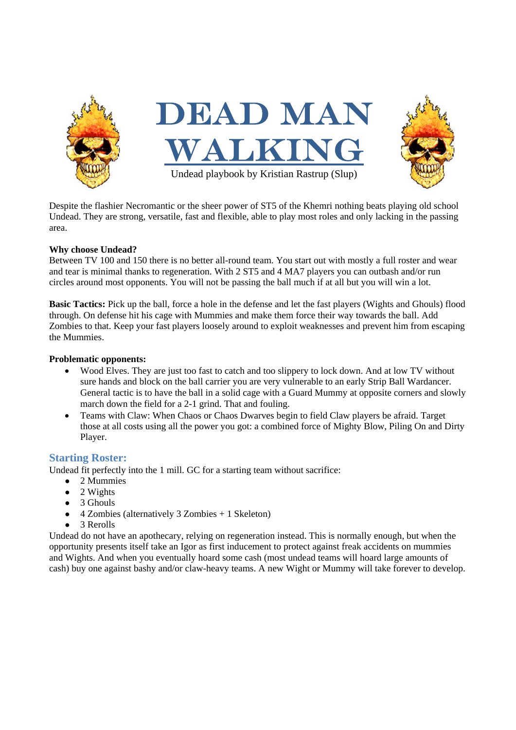# DEAD MAN WALKING

Undead playbook by Kristian Rastrup (Slup)

Despite the flashier Necromantic or the sheer power of ST5 of the Khemri nothing beats playing old school Undead. They are strong, versatile, fast and flexible, able to play most roles and only lacking in the passing area.

**Why choose Undead?**
Between TV 100 and 150 there is no better all-round team. You start out with mostly a full roster and wear and tear is minimal thanks to regeneration. With 2 ST5 and 4 MA7 players you can outbash and/or run circles around most opponents. You will not be passing the ball much if at all but you will win a lot.

**Basic Tactics:** Pick up the ball, force a hole in the defense and let the fast players (Wights and Ghouls) flood through. On defense hit his cage with Mummies and make them force their way towards the ball. Add Zombies to that. Keep your fast players loosely around to exploit weaknesses and prevent him from escaping the Mummies.

**Problematic opponents:**

- Wood Elves. They are just too fast to catch and too slippery to lock down. And at low TV without sure hands and block on the ball carrier you are very vulnerable to an early Strip Ball Wardancer. General tactic is to have the ball in a solid cage with a Guard Mummy at opposite corners and slowly march down the field for a 2-1 grind. That and fouling.
- Teams with Claw: When Chaos or Chaos Dwarves begin to field Claw players be afraid. Target those at all costs using all the power you got: a combined force of Mighty Blow, Piling On and Dirty Player.

## Starting Roster:

Undead fit perfectly into the 1 mill. GC for a starting team without sacrifice:

- 2 Mummies
- 2 Wights
- 3 Ghouls
- 4 Zombies (alternatively 3 Zombies + 1 Skeleton)
- 3 Rerolls

Undead do not have an apothecary, relying on regeneration instead. This is normally enough, but when the opportunity presents itself take an Igor as first inducement to protect against freak accidents on mummies and Wights. And when you eventually hoard some cash (most undead teams will hoard large amounts of cash) buy one against bashy and/or claw-heavy teams. A new Wight or Mummy will take forever to develop.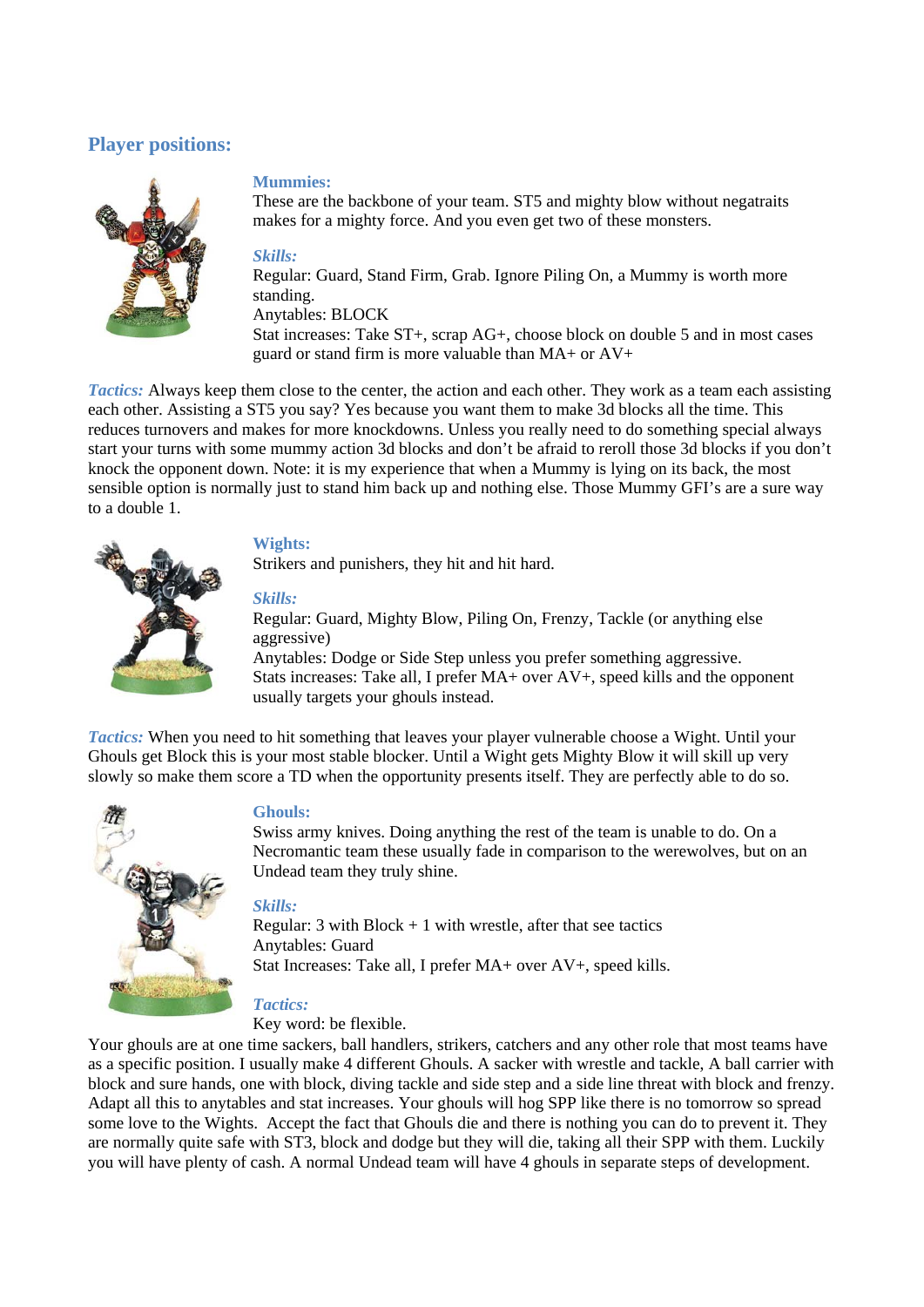## Player positions:

### Mummies:

These are the backbone of your team. ST5 and mighty blow without negatraits makes for a mighty force. And you even get two of these monsters.

#### *Skills:*

Regular: Guard, Stand Firm, Grab. Ignore Piling On, a Mummy is worth more standing.
Anytables: BLOCK
Stat increases: Take ST+, scrap AG+, choose block on double 5 and in most cases guard or stand firm is more valuable than MA+ or AV+

*Tactics:* Always keep them close to the center, the action and each other. They work as a team each assisting each other. Assisting a ST5 you say? Yes because you want them to make 3d blocks all the time. This reduces turnovers and makes for more knockdowns. Unless you really need to do something special always start your turns with some mummy action 3d blocks and don't be afraid to reroll those 3d blocks if you don't knock the opponent down. Note: it is my experience that when a Mummy is lying on its back, the most sensible option is normally just to stand him back up and nothing else. Those Mummy GFI's are a sure way to a double 1.

### Wights:

Strikers and punishers, they hit and hit hard.

#### *Skills:*

Regular: Guard, Mighty Blow, Piling On, Frenzy, Tackle (or anything else aggressive)
Anytables: Dodge or Side Step unless you prefer something aggressive.
Stats increases: Take all, I prefer MA+ over AV+, speed kills and the opponent usually targets your ghouls instead.

*Tactics:* When you need to hit something that leaves your player vulnerable choose a Wight. Until your Ghouls get Block this is your most stable blocker. Until a Wight gets Mighty Blow it will skill up very slowly so make them score a TD when the opportunity presents itself. They are perfectly able to do so.

### Ghouls:

Swiss army knives. Doing anything the rest of the team is unable to do. On a Necromantic team these usually fade in comparison to the werewolves, but on an Undead team they truly shine.

#### *Skills:*

Regular: 3 with Block + 1 with wrestle, after that see tactics
Anytables: Guard
Stat Increases: Take all, I prefer MA+ over AV+, speed kills.

#### *Tactics:*

Key word: be flexible.

Your ghouls are at one time sackers, ball handlers, strikers, catchers and any other role that most teams have as a specific position. I usually make 4 different Ghouls. A sacker with wrestle and tackle, A ball carrier with block and sure hands, one with block, diving tackle and side step and a side line threat with block and frenzy. Adapt all this to anytables and stat increases. Your ghouls will hog SPP like there is no tomorrow so spread some love to the Wights. Accept the fact that Ghouls die and there is nothing you can do to prevent it. They are normally quite safe with ST3, block and dodge but they will die, taking all their SPP with them. Luckily you will have plenty of cash. A normal Undead team will have 4 ghouls in separate steps of development.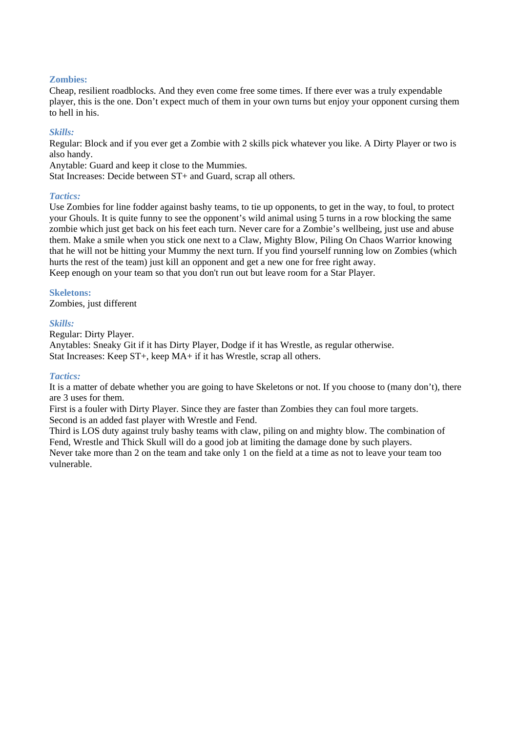## Zombies:

Cheap, resilient roadblocks. And they even come free some times. If there ever was a truly expendable player, this is the one. Don't expect much of them in your own turns but enjoy your opponent cursing them to hell in his.

### *Skills:*

Regular: Block and if you ever get a Zombie with 2 skills pick whatever you like. A Dirty Player or two is also handy.
Anytable: Guard and keep it close to the Mummies.
Stat Increases: Decide between ST+ and Guard, scrap all others.

### *Tactics:*

Use Zombies for line fodder against bashy teams, to tie up opponents, to get in the way, to foul, to protect your Ghouls. It is quite funny to see the opponent's wild animal using 5 turns in a row blocking the same zombie which just get back on his feet each turn. Never care for a Zombie's wellbeing, just use and abuse them. Make a smile when you stick one next to a Claw, Mighty Blow, Piling On Chaos Warrior knowing that he will not be hitting your Mummy the next turn. If you find yourself running low on Zombies (which hurts the rest of the team) just kill an opponent and get a new one for free right away.
Keep enough on your team so that you don't run out but leave room for a Star Player.

## Skeletons:

Zombies, just different

### *Skills:*

Regular: Dirty Player.
Anytables: Sneaky Git if it has Dirty Player, Dodge if it has Wrestle, as regular otherwise.
Stat Increases: Keep ST+, keep MA+ if it has Wrestle, scrap all others.

### *Tactics:*

It is a matter of debate whether you are going to have Skeletons or not. If you choose to (many don't), there are 3 uses for them.
First is a fouler with Dirty Player. Since they are faster than Zombies they can foul more targets.
Second is an added fast player with Wrestle and Fend.
Third is LOS duty against truly bashy teams with claw, piling on and mighty blow. The combination of Fend, Wrestle and Thick Skull will do a good job at limiting the damage done by such players.
Never take more than 2 on the team and take only 1 on the field at a time as not to leave your team too vulnerable.